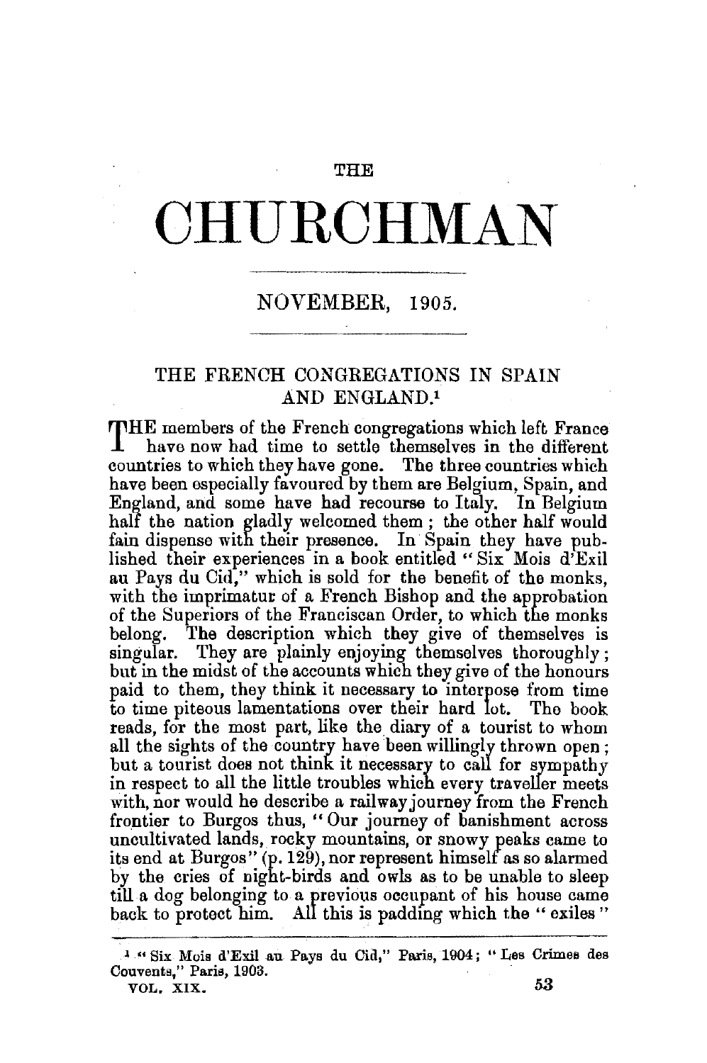# THE CHURCHMAN

NOVEMBER, 1905.

## THE FRENCH CONGREGATIONS IN SPAIN AND ENGLAND.[1]

THE members of the French congregations which left France have now had time to settle themselves in the different countries to which they have gone. The three countries which have been especially favoured by them are Belgium, Spain, and England, and some have had recourse to Italy. In Belgium half the nation gladly welcomed them; the other half would fain dispense with their presence. In Spain they have published their experiences in a book entitled "Six Mois d'Exil au Pays du Cid," which is sold for the benefit of the monks, with the imprimatur of a French Bishop and the approbation of the Superiors of the Franciscan Order, to which the monks belong. The description which they give of themselves is singular. They are plainly enjoying themselves thoroughly; but in the midst of the accounts which they give of the honours paid to them, they think it necessary to interpose from time to time piteous lamentations over their hard lot. The book reads, for the most part, like the diary of a tourist to whom all the sights of the country have been willingly thrown open; but a tourist does not think it necessary to call for sympathy in respect to all the little troubles which every traveller meets with, nor would he describe a railway journey from the French frontier to Burgos thus, "Our journey of banishment across uncultivated lands, rocky mountains, or snowy peaks came to its end at Burgos" (p. 129), nor represent himself as so alarmed by the cries of night-birds and owls as to be unable to sleep till a dog belonging to a previous occupant of his house came back to protect him. All this is padding which the "exiles"

[1] "Six Mois d'Exil au Pays du Cid," Paris, 1904; "Les Crimes des Couvents," Paris, 1903.

VOL. XIX.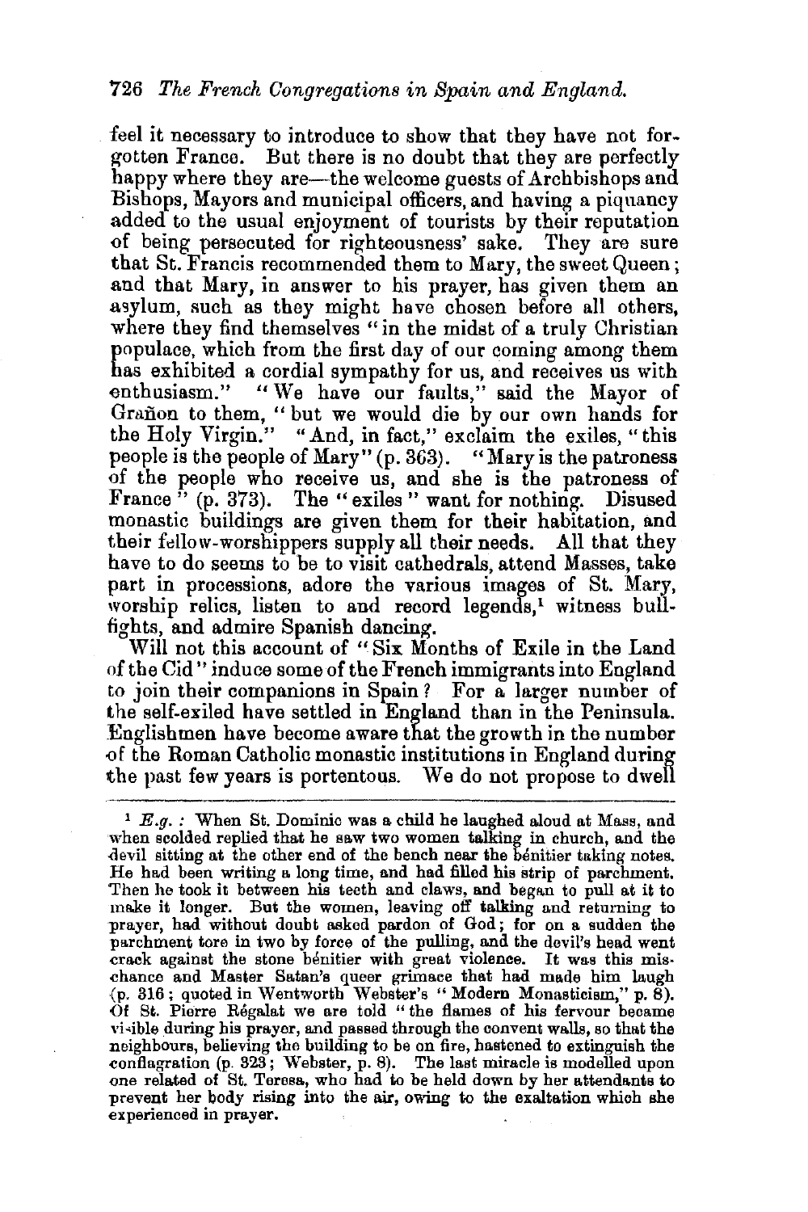feel it necessary to introduce to show that they have not forgotten France. But there is no doubt that they are perfectly happy where they are—the welcome guests of Archbishops and Bishops, Mayors and municipal officers, and having a piquancy added to the usual enjoyment of tourists by their reputation of being persecuted for righteousness' sake. They are sure that St. Francis recommended them to Mary, the sweet Queen; and that Mary, in answer to his prayer, has given them an asylum, such as they might have chosen before all others, where they find themselves "in the midst of a truly Christian populace, which from the first day of our coming among them has exhibited a cordial sympathy for us, and receives us with enthusiasm." "We have our faults," said the Mayor of Grañon to them, "but we would die by our own hands for the Holy Virgin." "And, in fact," exclaim the exiles, "this people is the people of Mary" (p. 363). "Mary is the patroness of the people who receive us, and she is the patroness of France" (p. 373). The "exiles" want for nothing. Disused monastic buildings are given them for their habitation, and their fellow-worshippers supply all their needs. All that they have to do seems to be to visit cathedrals, attend Masses, take part in processions, adore the various images of St. Mary, worship relics, listen to and record legends,[1] witness bull-fights, and admire Spanish dancing.

Will not this account of "Six Months of Exile in the Land of the Cid" induce some of the French immigrants into England to join their companions in Spain? For a larger number of the self-exiled have settled in England than in the Peninsula. Englishmen have become aware that the growth in the number of the Roman Catholic monastic institutions in England during the past few years is portentous. We do not propose to dwell

[1] *E.g.*: When St. Dominic was a child he laughed aloud at Mass, and when scolded replied that he saw two women talking in church, and the devil sitting at the other end of the bench near the bénitier taking notes. He had been writing a long time, and had filled his strip of parchment. Then he took it between his teeth and claws, and began to pull at it to make it longer. But the women, leaving off talking and returning to prayer, had without doubt asked pardon of God; for on a sudden the parchment tore in two by force of the pulling, and the devil's head went crack against the stone bénitier with great violence. It was this mischance and Master Satan's queer grimace that had made him laugh (p. 316; quoted in Wentworth Webster's "Modern Monasticism," p. 8). Of St. Pierre Régalat we are told "the flames of his fervour became visible during his prayer, and passed through the convent walls, so that the neighbours, believing the building to be on fire, hastened to extinguish the conflagration (p. 323; Webster, p. 8). The last miracle is modelled upon one related of St. Teresa, who had to be held down by her attendants to prevent her body rising into the air, owing to the exaltation which she experienced in prayer.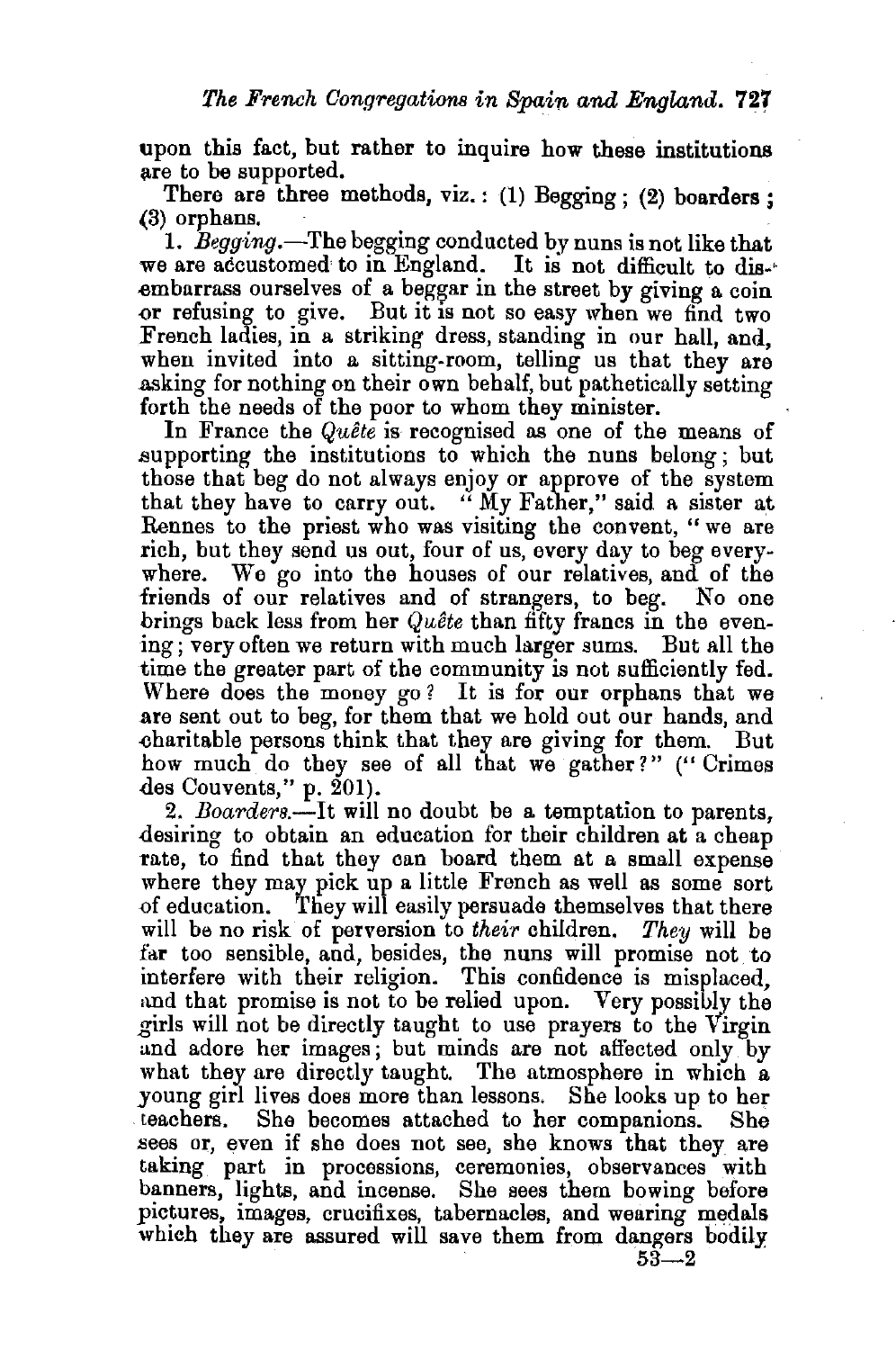upon this fact, but rather to inquire how these institutions are to be supported.

There are three methods, viz.: (1) Begging; (2) boarders; (3) orphans.

1. *Begging.*—The begging conducted by nuns is not like that we are accustomed to in England. It is not difficult to disembarrass ourselves of a beggar in the street by giving a coin or refusing to give. But it is not so easy when we find two French ladies, in a striking dress, standing in our hall, and, when invited into a sitting-room, telling us that they are asking for nothing on their own behalf, but pathetically setting forth the needs of the poor to whom they minister.

In France the *Quête* is recognised as one of the means of supporting the institutions to which the nuns belong; but those that beg do not always enjoy or approve of the system that they have to carry out. "My Father," said a sister at Rennes to the priest who was visiting the convent, "we are rich, but they send us out, four of us, every day to beg everywhere. We go into the houses of our relatives, and of the friends of our relatives and of strangers, to beg. No one brings back less from her *Quête* than fifty francs in the evening; very often we return with much larger sums. But all the time the greater part of the community is not sufficiently fed. Where does the money go? It is for our orphans that we are sent out to beg, for them that we hold out our hands, and charitable persons think that they are giving for them. But how much do they see of all that we gather?" ("Crimes des Couvents," p. 201).

2. *Boarders.*—It will no doubt be a temptation to parents, desiring to obtain an education for their children at a cheap rate, to find that they can board them at a small expense where they may pick up a little French as well as some sort of education. They will easily persuade themselves that there will be no risk of perversion to *their* children. *They* will be far too sensible, and, besides, the nuns will promise not to interfere with their religion. This confidence is misplaced, and that promise is not to be relied upon. Very possibly the girls will not be directly taught to use prayers to the Virgin and adore her images; but minds are not affected only by what they are directly taught. The atmosphere in which a young girl lives does more than lessons. She looks up to her teachers. She becomes attached to her companions. She sees or, even if she does not see, she knows that they are taking part in processions, ceremonies, observances with banners, lights, and incense. She sees them bowing before pictures, images, crucifixes, tabernacles, and wearing medals which they are assured will save them from dangers bodily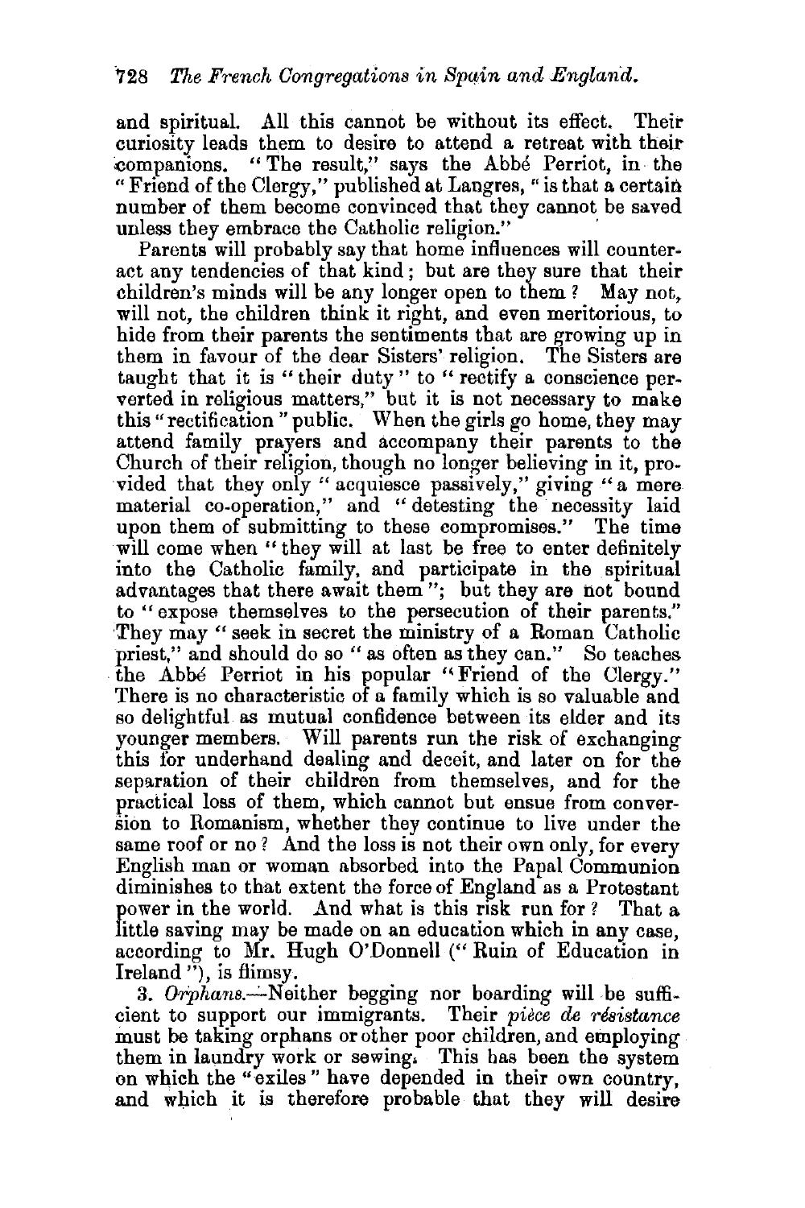and spiritual. All this cannot be without its effect. Their curiosity leads them to desire to attend a retreat with their companions. "The result," says the Abbé Perriot, in the "Friend of the Clergy," published at Langres, "is that a certain number of them become convinced that they cannot be saved unless they embrace the Catholic religion."

Parents will probably say that home influences will counteract any tendencies of that kind; but are they sure that their children's minds will be any longer open to them? May not, will not, the children think it right, and even meritorious, to hide from their parents the sentiments that are growing up in them in favour of the dear Sisters' religion. The Sisters are taught that it is "their duty" to "rectify a conscience perverted in religious matters," but it is not necessary to make this "rectification" public. When the girls go home, they may attend family prayers and accompany their parents to the Church of their religion, though no longer believing in it, provided that they only "acquiesce passively," giving "a mere material co-operation," and "detesting the necessity laid upon them of submitting to these compromises." The time will come when "they will at last be free to enter definitely into the Catholic family, and participate in the spiritual advantages that there await them"; but they are not bound to "expose themselves to the persecution of their parents." They may "seek in secret the ministry of a Roman Catholic priest," and should do so "as often as they can." So teaches the Abbé Perriot in his popular "Friend of the Clergy." There is no characteristic of a family which is so valuable and so delightful as mutual confidence between its elder and its younger members. Will parents run the risk of exchanging this for underhand dealing and deceit, and later on for the separation of their children from themselves, and for the practical loss of them, which cannot but ensue from conversion to Romanism, whether they continue to live under the same roof or no? And the loss is not their own only, for every English man or woman absorbed into the Papal Communion diminishes to that extent the force of England as a Protestant power in the world. And what is this risk run for? That a little saving may be made on an education which in any case, according to Mr. Hugh O'Donnell ("Ruin of Education in Ireland"), is flimsy.

3. *Orphans.*—Neither begging nor boarding will be sufficient to support our immigrants. Their *pièce de résistance* must be taking orphans or other poor children, and employing them in laundry work or sewing. This has been the system on which the "exiles" have depended in their own country, and which it is therefore probable that they will desire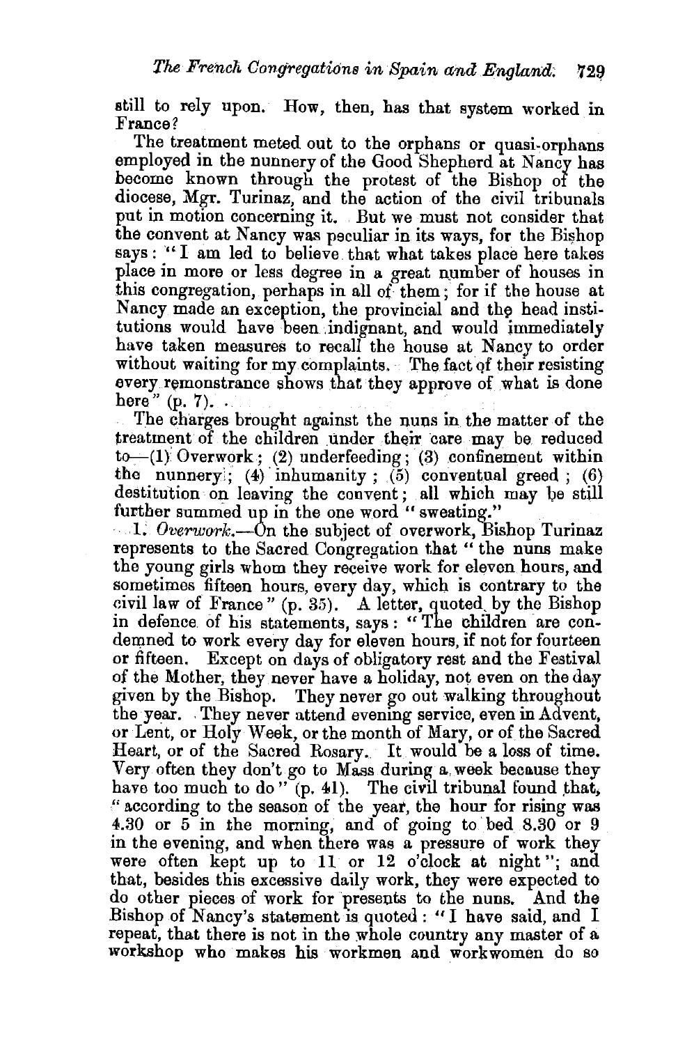still to rely upon. How, then, has that system worked in France?

The treatment meted out to the orphans or quasi-orphans employed in the nunnery of the Good Shepherd at Nancy has become known through the protest of the Bishop of the diocese, Mgr. Turinaz, and the action of the civil tribunals put in motion concerning it. But we must not consider that the convent at Nancy was peculiar in its ways, for the Bishop says: "I am led to believe that what takes place here takes place in more or less degree in a great number of houses in this congregation, perhaps in all of them; for if the house at Nancy made an exception, the provincial and the head institutions would have been indignant, and would immediately have taken measures to recall the house at Nancy to order without waiting for my complaints. The fact of their resisting every remonstrance shows that they approve of what is done here" (p. 7).

The charges brought against the nuns in the matter of the treatment of the children under their care may be reduced to—(1) Overwork; (2) underfeeding; (3) confinement within the nunnery; (4) inhumanity; (5) conventual greed; (6) destitution on leaving the convent; all which may be still further summed up in the one word "sweating."

1. *Overwork.*—On the subject of overwork, Bishop Turinaz represents to the Sacred Congregation that "the nuns make the young girls whom they receive work for eleven hours, and sometimes fifteen hours, every day, which is contrary to the civil law of France" (p. 35). A letter, quoted by the Bishop in defence of his statements, says: "The children are condemned to work every day for eleven hours, if not for fourteen or fifteen. Except on days of obligatory rest and the Festival of the Mother, they never have a holiday, not even on the day given by the Bishop. They never go out walking throughout the year. They never attend evening service, even in Advent, or Lent, or Holy Week, or the month of Mary, or of the Sacred Heart, or of the Sacred Rosary. It would be a loss of time. Very often they don't go to Mass during a week because they have too much to do" (p. 41). The civil tribunal found that, "according to the season of the year, the hour for rising was 4.30 or 5 in the morning, and of going to bed 8.30 or 9 in the evening, and when there was a pressure of work they were often kept up to 11 or 12 o'clock at night"; and that, besides this excessive daily work, they were expected to do other pieces of work for presents to the nuns. And the Bishop of Nancy's statement is quoted: "I have said, and I repeat, that there is not in the whole country any master of a workshop who makes his workmen and workwomen do so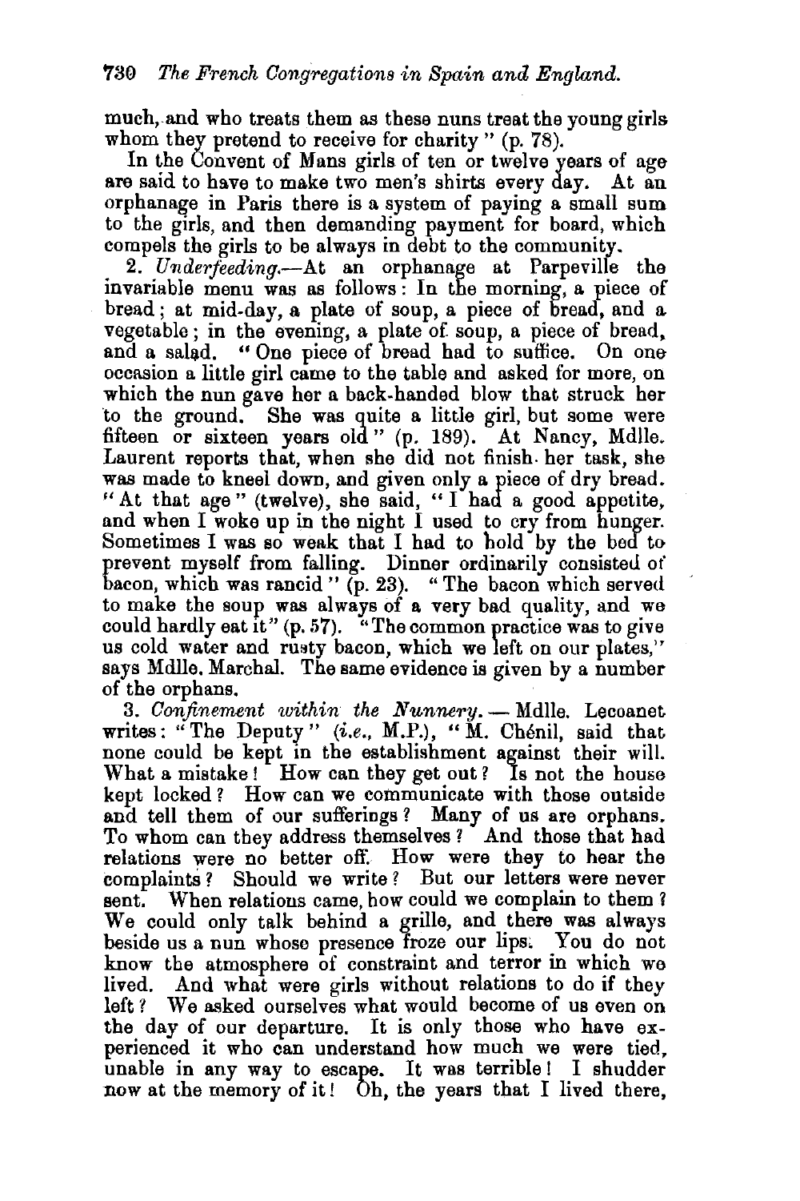much, and who treats them as these nuns treat the young girls whom they pretend to receive for charity" (p. 78).

In the Convent of Mans girls of ten or twelve years of age are said to have to make two men's shirts every day. At an orphanage in Paris there is a system of paying a small sum to the girls, and then demanding payment for board, which compels the girls to be always in debt to the community.

2. *Underfeeding.*—At an orphanage at Parpeville the invariable menu was as follows: In the morning, a piece of bread; at mid-day, a plate of soup, a piece of bread, and a vegetable; in the evening, a plate of soup, a piece of bread, and a salad. "One piece of bread had to suffice. On one occasion a little girl came to the table and asked for more, on which the nun gave her a back-handed blow that struck her to the ground. She was quite a little girl, but some were fifteen or sixteen years old" (p. 189). At Nancy, Mdlle. Laurent reports that, when she did not finish her task, she was made to kneel down, and given only a piece of dry bread. "At that age" (twelve), she said, "I had a good appetite, and when I woke up in the night I used to cry from hunger. Sometimes I was so weak that I had to hold by the bed to prevent myself from falling. Dinner ordinarily consisted of bacon, which was rancid" (p. 23). "The bacon which served to make the soup was always of a very bad quality, and we could hardly eat it" (p. 57). "The common practice was to give us cold water and rusty bacon, which we left on our plates," says Mdlle. Marchal. The same evidence is given by a number of the orphans.

3. *Confinement within the Nunnery.* — Mdlle. Lecoanet writes: "The Deputy" (*i.e.*, M.P.), "M. Chénil, said that none could be kept in the establishment against their will. What a mistake! How can they get out? Is not the house kept locked? How can we communicate with those outside and tell them of our sufferings? Many of us are orphans. To whom can they address themselves? And those that had relations were no better off. How were they to hear the complaints? Should we write? But our letters were never sent. When relations came, how could we complain to them? We could only talk behind a grille, and there was always beside us a nun whose presence froze our lips. You do not know the atmosphere of constraint and terror in which we lived. And what were girls without relations to do if they left? We asked ourselves what would become of us even on the day of our departure. It is only those who have experienced it who can understand how much we were tied, unable in any way to escape. It was terrible! I shudder now at the memory of it! Oh, the years that I lived there,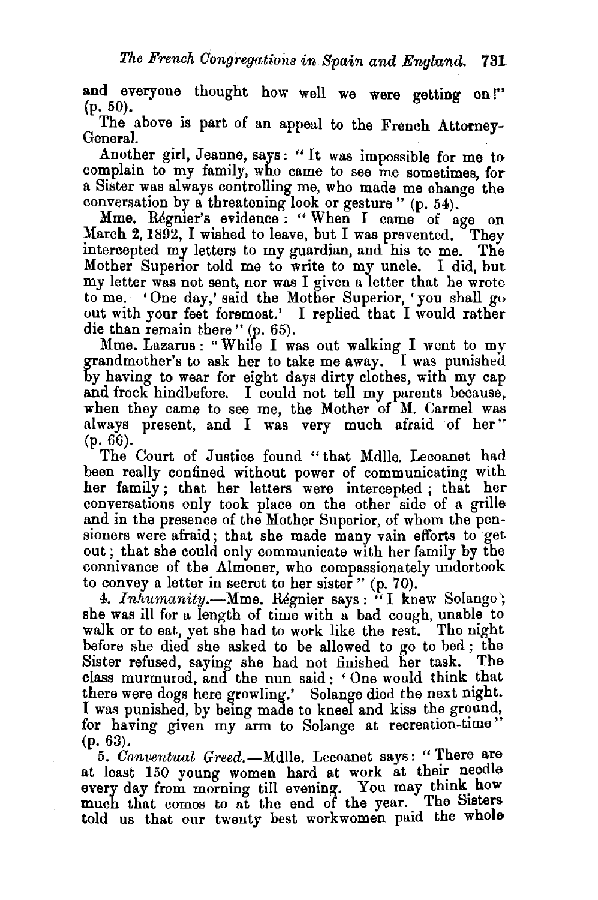and everyone thought how well we were getting on!" (p. 50).

The above is part of an appeal to the French Attorney-General.

Another girl, Jeanne, says: "It was impossible for me to complain to my family, who came to see me sometimes, for a Sister was always controlling me, who made me change the conversation by a threatening look or gesture" (p. 54).

Mme. Régnier's evidence: "When I came of age on March 2, 1892, I wished to leave, but I was prevented. They intercepted my letters to my guardian, and his to me. The Mother Superior told me to write to my uncle. I did, but my letter was not sent, nor was I given a letter that he wrote to me. 'One day,' said the Mother Superior, 'you shall go out with your feet foremost.' I replied that I would rather die than remain there" (p. 65).

Mme. Lazarus: "While I was out walking I went to my grandmother's to ask her to take me away. I was punished by having to wear for eight days dirty clothes, with my cap and frock hindbefore. I could not tell my parents because, when they came to see me, the Mother of M. Carmel was always present, and I was very much afraid of her" (p. 66).

The Court of Justice found "that Mdlle. Lecoanet had been really confined without power of communicating with her family; that her letters were intercepted; that her conversations only took place on the other side of a grille and in the presence of the Mother Superior, of whom the pensioners were afraid; that she made many vain efforts to get out; that she could only communicate with her family by the connivance of the Almoner, who compassionately undertook to convey a letter in secret to her sister" (p. 70).

4. *Inhumanity.*—Mme. Régnier says: "I knew Solange; she was ill for a length of time with a bad cough, unable to walk or to eat, yet she had to work like the rest. The night before she died she asked to be allowed to go to bed; the Sister refused, saying she had not finished her task. The class murmured, and the nun said: 'One would think that there were dogs here growling.' Solange died the next night. I was punished, by being made to kneel and kiss the ground, for having given my arm to Solange at recreation-time" (p. 63).

5. *Conventual Greed.*—Mdlle. Lecoanet says: "There are at least 150 young women hard at work at their needle every day from morning till evening. You may think how much that comes to at the end of the year. The Sisters told us that our twenty best workwomen paid the whole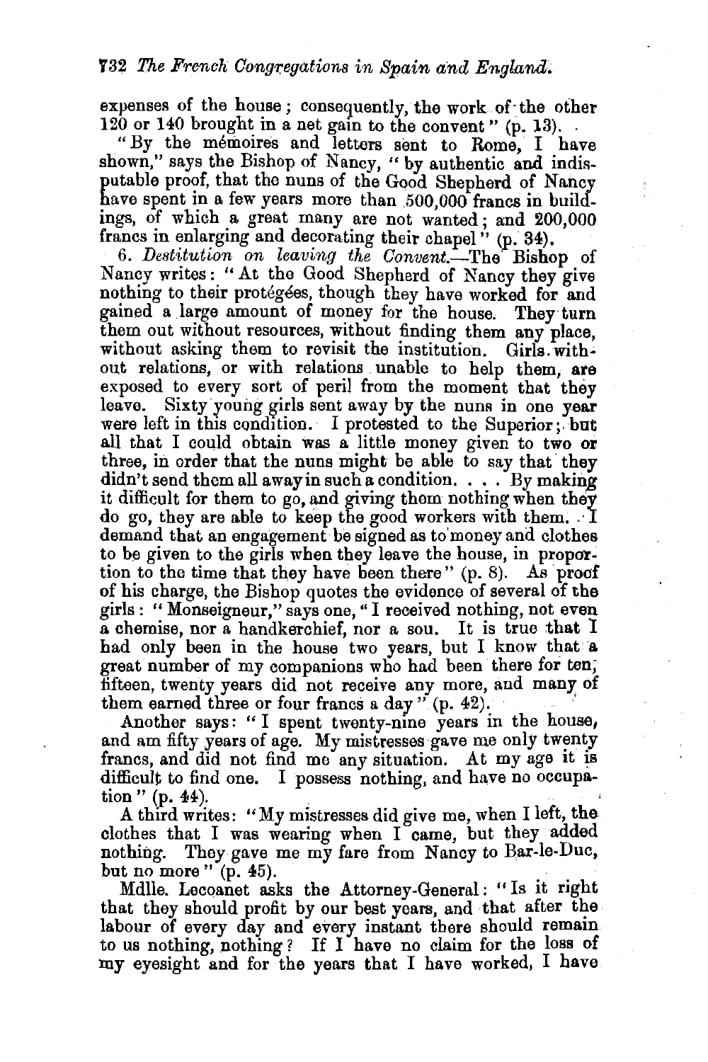expenses of the house; consequently, the work of the other 120 or 140 brought in a net gain to the convent" (p. 13).

"By the mémoires and letters sent to Rome, I have shown," says the Bishop of Nancy, "by authentic and indisputable proof, that the nuns of the Good Shepherd of Nancy have spent in a few years more than 500,000 francs in buildings, of which a great many are not wanted; and 200,000 francs in enlarging and decorating their chapel" (p. 34).

6. *Destitution on leaving the Convent.*—The Bishop of Nancy writes: "At the Good Shepherd of Nancy they give nothing to their protégées, though they have worked for and gained a large amount of money for the house. They turn them out without resources, without finding them any place, without asking them to revisit the institution. Girls without relations, or with relations unable to help them, are exposed to every sort of peril from the moment that they leave. Sixty young girls sent away by the nuns in one year were left in this condition. I protested to the Superior; but all that I could obtain was a little money given to two or three, in order that the nuns might be able to say that they didn't send them all away in such a condition. . . . By making it difficult for them to go, and giving them nothing when they do go, they are able to keep the good workers with them. I demand that an engagement be signed as to money and clothes to be given to the girls when they leave the house, in proportion to the time that they have been there" (p. 8). As proof of his charge, the Bishop quotes the evidence of several of the girls: "Monseigneur," says one, "I received nothing, not even a chemise, nor a handkerchief, nor a sou. It is true that I had only been in the house two years, but I know that a great number of my companions who had been there for ten, fifteen, twenty years did not receive any more, and many of them earned three or four francs a day" (p. 42).

Another says: "I spent twenty-nine years in the house, and am fifty years of age. My mistresses gave me only twenty francs, and did not find me any situation. At my age it is difficult to find one. I possess nothing, and have no occupation" (p. 44).

A third writes: "My mistresses did give me, when I left, the clothes that I was wearing when I came, but they added nothing. They gave me my fare from Nancy to Bar-le-Duc, but no more" (p. 45).

Mdlle. Lecoanet asks the Attorney-General: "Is it right that they should profit by our best years, and that after the labour of every day and every instant there should remain to us nothing, nothing? If I have no claim for the loss of my eyesight and for the years that I have worked, I have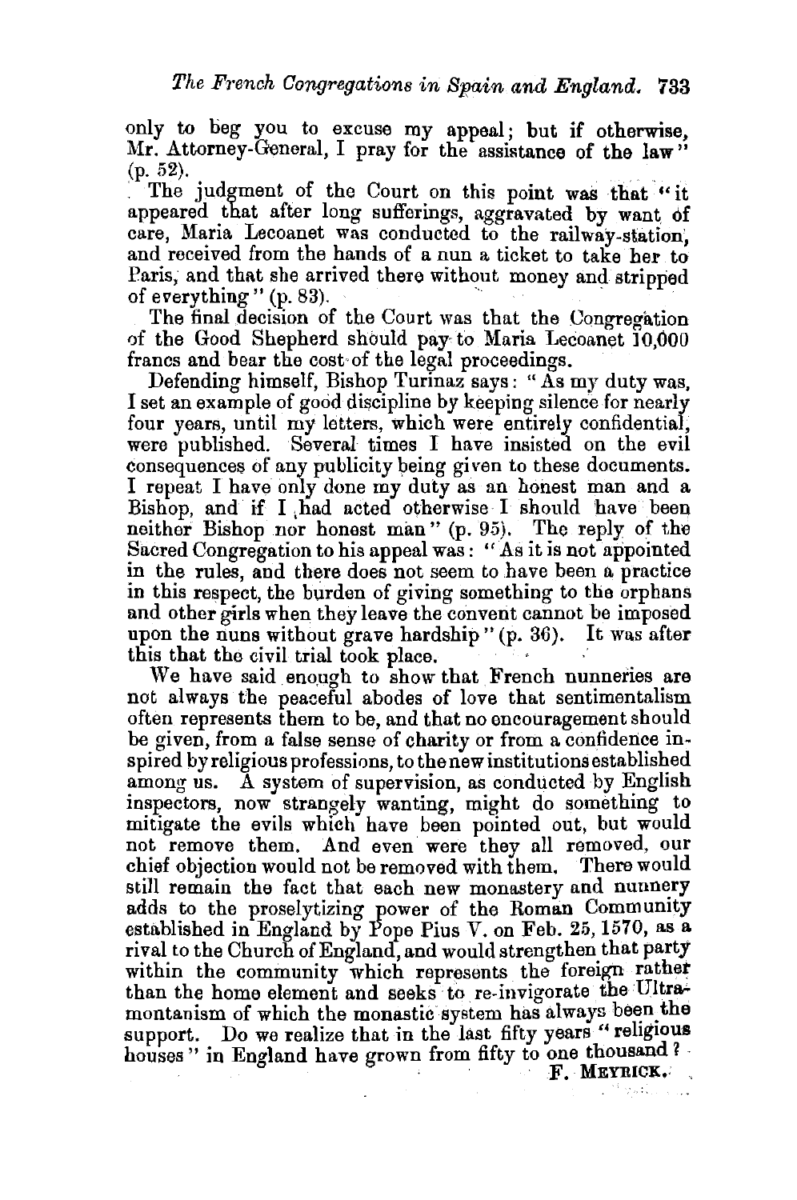only to beg you to excuse my appeal; but if otherwise, Mr. Attorney-General, I pray for the assistance of the law" (p. 52).

The judgment of the Court on this point was that "it appeared that after long sufferings, aggravated by want of care, Maria Lecoanet was conducted to the railway-station, and received from the hands of a nun a ticket to take her to Paris, and that she arrived there without money and stripped of everything" (p. 83).

The final decision of the Court was that the Congregation of the Good Shepherd should pay to Maria Lecoanet 10,000 francs and bear the cost of the legal proceedings.

Defending himself, Bishop Turinaz says: "As my duty was, I set an example of good discipline by keeping silence for nearly four years, until my letters, which were entirely confidential, were published. Several times I have insisted on the evil consequences of any publicity being given to these documents. I repeat I have only done my duty as an honest man and a Bishop, and if I had acted otherwise I should have been neither Bishop nor honest man" (p. 95). The reply of the Sacred Congregation to his appeal was: "As it is not appointed in the rules, and there does not seem to have been a practice in this respect, the burden of giving something to the orphans and other girls when they leave the convent cannot be imposed upon the nuns without grave hardship" (p. 36). It was after this that the civil trial took place.

We have said enough to show that French nunneries are not always the peaceful abodes of love that sentimentalism often represents them to be, and that no encouragement should be given, from a false sense of charity or from a confidence inspired by religious professions, to the new institutions established among us. A system of supervision, as conducted by English inspectors, now strangely wanting, might do something to mitigate the evils which have been pointed out, but would not remove them. And even were they all removed, our chief objection would not be removed with them. There would still remain the fact that each new monastery and nunnery adds to the proselytizing power of the Roman Community established in England by Pope Pius V. on Feb. 25, 1570, as a rival to the Church of England, and would strengthen that party within the community which represents the foreign rather than the home element and seeks to re-invigorate the Ultramontanism of which the monastic system has always been the support. Do we realize that in the last fifty years "religious houses" in England have grown from fifty to one thousand?

F. MEYRICK.